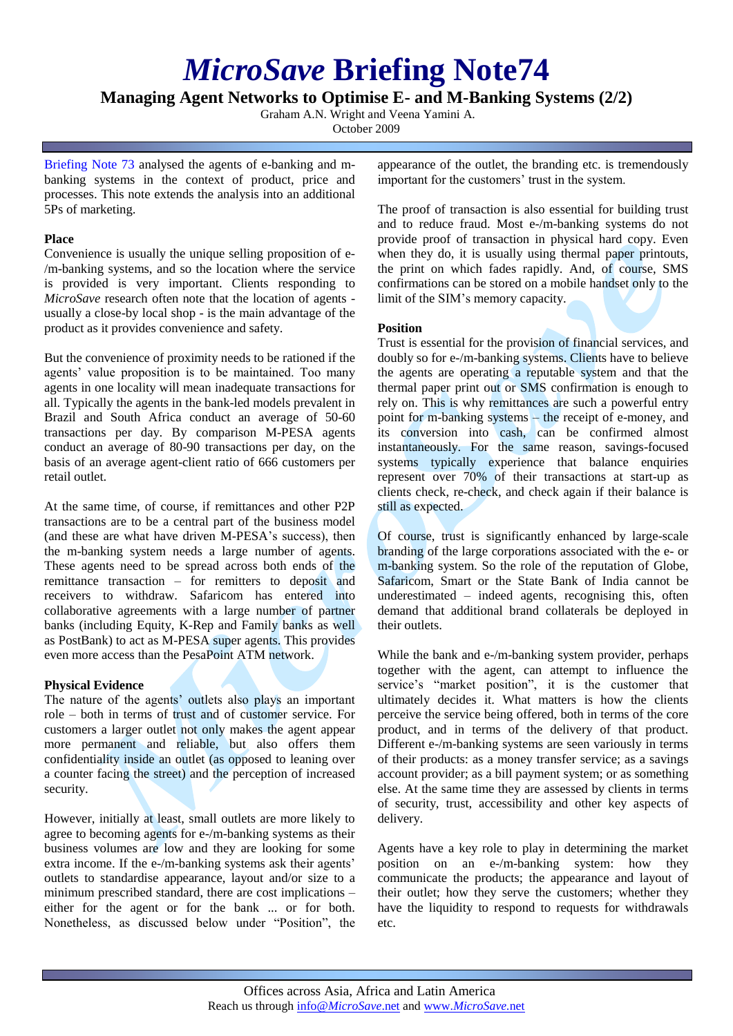# *MicroSave* Briefing Note74

## Managing Agent Networks to Optimise E- and M-Banking Systems (2/2)

Graham A.N. Wright and Veena Yamini A.

October 2009

Briefing Note 73 analysed the agents of e-banking and m-banking systems in the context of product, price and processes. This note extends the analysis into an additional 5Ps of marketing.

### Place

Convenience is usually the unique selling proposition of e-/m-banking systems, and so the location where the service is provided is very important. Clients responding to *MicroSave* research often note that the location of agents - usually a close-by local shop - is the main advantage of the product as it provides convenience and safety.

But the convenience of proximity needs to be rationed if the agents' value proposition is to be maintained. Too many agents in one locality will mean inadequate transactions for all. Typically the agents in the bank-led models prevalent in Brazil and South Africa conduct an average of 50-60 transactions per day. By comparison M-PESA agents conduct an average of 80-90 transactions per day, on the basis of an average agent-client ratio of 666 customers per retail outlet.

At the same time, of course, if remittances and other P2P transactions are to be a central part of the business model (and these are what have driven M-PESA's success), then the m-banking system needs a large number of agents. These agents need to be spread across both ends of the remittance transaction – for remitters to deposit and receivers to withdraw. Safaricom has entered into collaborative agreements with a large number of partner banks (including Equity, K-Rep and Family banks as well as PostBank) to act as M-PESA super agents. This provides even more access than the PesaPoint ATM network.

### Physical Evidence

The nature of the agents' outlets also plays an important role – both in terms of trust and of customer service. For customers a larger outlet not only makes the agent appear more permanent and reliable, but also offers them confidentiality inside an outlet (as opposed to leaning over a counter facing the street) and the perception of increased security.

However, initially at least, small outlets are more likely to agree to becoming agents for e-/m-banking systems as their business volumes are low and they are looking for some extra income. If the e-/m-banking systems ask their agents' outlets to standardise appearance, layout and/or size to a minimum prescribed standard, there are cost implications – either for the agent or for the bank ... or for both. Nonetheless, as discussed below under "Position", the appearance of the outlet, the branding etc. is tremendously important for the customers' trust in the system.

The proof of transaction is also essential for building trust and to reduce fraud. Most e-/m-banking systems do not provide proof of transaction in physical hard copy. Even when they do, it is usually using thermal paper printouts, the print on which fades rapidly. And, of course, SMS confirmations can be stored on a mobile handset only to the limit of the SIM's memory capacity.

### Position

Trust is essential for the provision of financial services, and doubly so for e-/m-banking systems. Clients have to believe the agents are operating a reputable system and that the thermal paper print out or SMS confirmation is enough to rely on. This is why remittances are such a powerful entry point for m-banking systems – the receipt of e-money, and its conversion into cash, can be confirmed almost instantaneously. For the same reason, savings-focused systems typically experience that balance enquiries represent over 70% of their transactions at start-up as clients check, re-check, and check again if their balance is still as expected.

Of course, trust is significantly enhanced by large-scale branding of the large corporations associated with the e- or m-banking system. So the role of the reputation of Globe, Safaricom, Smart or the State Bank of India cannot be underestimated – indeed agents, recognising this, often demand that additional brand collaterals be deployed in their outlets.

While the bank and e-/m-banking system provider, perhaps together with the agent, can attempt to influence the service's "market position", it is the customer that ultimately decides it. What matters is how the clients perceive the service being offered, both in terms of the core product, and in terms of the delivery of that product. Different e-/m-banking systems are seen variously in terms of their products: as a money transfer service; as a savings account provider; as a bill payment system; or as something else. At the same time they are assessed by clients in terms of security, trust, accessibility and other key aspects of delivery.

Agents have a key role to play in determining the market position on an e-/m-banking system: how they communicate the products; the appearance and layout of their outlet; how they serve the customers; whether they have the liquidity to respond to requests for withdrawals etc.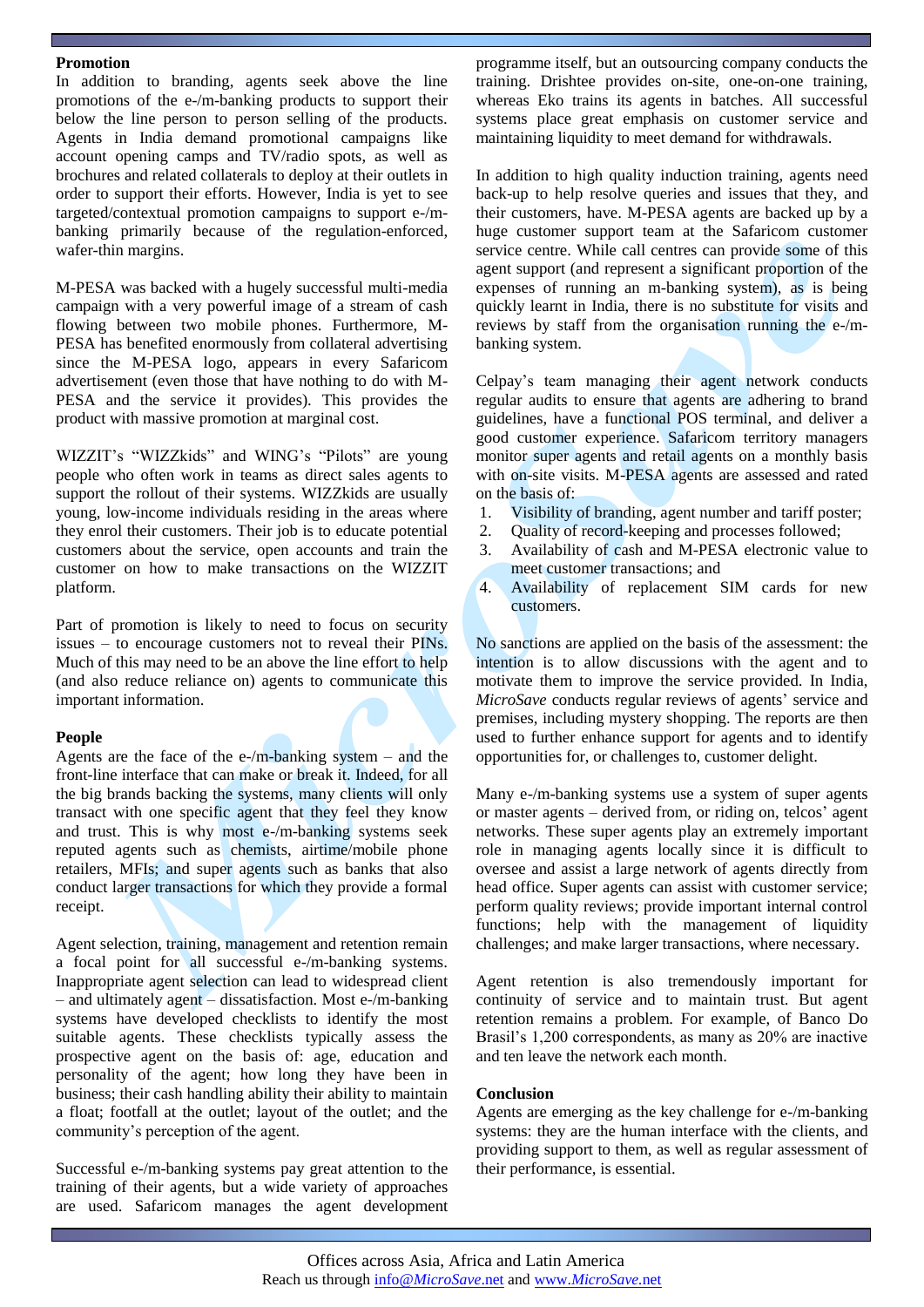## Promotion

In addition to branding, agents seek above the line promotions of the e-/m-banking products to support their below the line person to person selling of the products. Agents in India demand promotional campaigns like account opening camps and TV/radio spots, as well as brochures and related collaterals to deploy at their outlets in order to support their efforts. However, India is yet to see targeted/contextual promotion campaigns to support e-/m-banking primarily because of the regulation-enforced, wafer-thin margins.

M-PESA was backed with a hugely successful multi-media campaign with a very powerful image of a stream of cash flowing between two mobile phones. Furthermore, M-PESA has benefited enormously from collateral advertising since the M-PESA logo, appears in every Safaricom advertisement (even those that have nothing to do with M-PESA and the service it provides). This provides the product with massive promotion at marginal cost.

WIZZIT's "WIZZkids" and WING's "Pilots" are young people who often work in teams as direct sales agents to support the rollout of their systems. WIZZkids are usually young, low-income individuals residing in the areas where they enrol their customers. Their job is to educate potential customers about the service, open accounts and train the customer on how to make transactions on the WIZZIT platform.

Part of promotion is likely to need to focus on security issues – to encourage customers not to reveal their PINs. Much of this may need to be an above the line effort to help (and also reduce reliance on) agents to communicate this important information.

## People

Agents are the face of the e-/m-banking system – and the front-line interface that can make or break it. Indeed, for all the big brands backing the systems, many clients will only transact with one specific agent that they feel they know and trust. This is why most e-/m-banking systems seek reputed agents such as chemists, airtime/mobile phone retailers, MFIs; and super agents such as banks that also conduct larger transactions for which they provide a formal receipt.

Agent selection, training, management and retention remain a focal point for all successful e-/m-banking systems. Inappropriate agent selection can lead to widespread client – and ultimately agent – dissatisfaction. Most e-/m-banking systems have developed checklists to identify the most suitable agents. These checklists typically assess the prospective agent on the basis of: age, education and personality of the agent; how long they have been in business; their cash handling ability their ability to maintain a float; footfall at the outlet; layout of the outlet; and the community's perception of the agent.

Successful e-/m-banking systems pay great attention to the training of their agents, but a wide variety of approaches are used. Safaricom manages the agent development programme itself, but an outsourcing company conducts the training. Drishtee provides on-site, one-on-one training, whereas Eko trains its agents in batches. All successful systems place great emphasis on customer service and maintaining liquidity to meet demand for withdrawals.

In addition to high quality induction training, agents need back-up to help resolve queries and issues that they, and their customers, have. M-PESA agents are backed up by a huge customer support team at the Safaricom customer service centre. While call centres can provide some of this agent support (and represent a significant proportion of the expenses of running an m-banking system), as is being quickly learnt in India, there is no substitute for visits and reviews by staff from the organisation running the e-/m-banking system.

Celpay's team managing their agent network conducts regular audits to ensure that agents are adhering to brand guidelines, have a functional POS terminal, and deliver a good customer experience. Safaricom territory managers monitor super agents and retail agents on a monthly basis with on-site visits. M-PESA agents are assessed and rated on the basis of:

1. Visibility of branding, agent number and tariff poster;
2. Quality of record-keeping and processes followed;
3. Availability of cash and M-PESA electronic value to meet customer transactions; and
4. Availability of replacement SIM cards for new customers.

No sanctions are applied on the basis of the assessment: the intention is to allow discussions with the agent and to motivate them to improve the service provided. In India, *MicroSave* conducts regular reviews of agents' service and premises, including mystery shopping. The reports are then used to further enhance support for agents and to identify opportunities for, or challenges to, customer delight.

Many e-/m-banking systems use a system of super agents or master agents – derived from, or riding on, telcos' agent networks. These super agents play an extremely important role in managing agents locally since it is difficult to oversee and assist a large network of agents directly from head office. Super agents can assist with customer service; perform quality reviews; provide important internal control functions; help with the management of liquidity challenges; and make larger transactions, where necessary.

Agent retention is also tremendously important for continuity of service and to maintain trust. But agent retention remains a problem. For example, of Banco Do Brasil's 1,200 correspondents, as many as 20% are inactive and ten leave the network each month.

## Conclusion

Agents are emerging as the key challenge for e-/m-banking systems: they are the human interface with the clients, and providing support to them, as well as regular assessment of their performance, is essential.

Offices across Asia, Africa and Latin America
Reach us through info@*MicroSave*.net and www.*MicroSave*.net